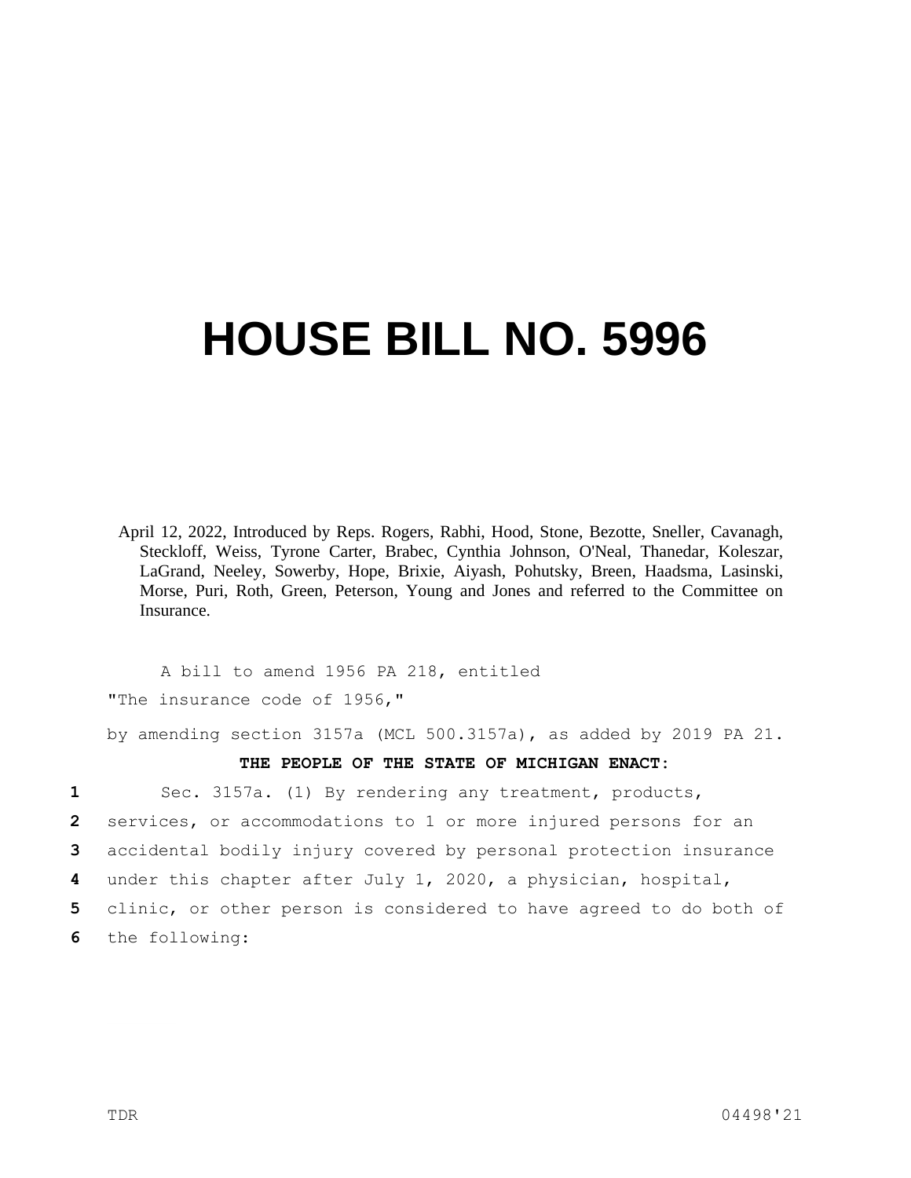# HOUSE BILL NO. 5996

April 12, 2022, Introduced by Reps. Rogers, Rabhi, Hood, Stone, Bezotte, Sneller, Cavanagh, Steckloff, Weiss, Tyrone Carter, Brabec, Cynthia Johnson, O'Neal, Thanedar, Koleszar, LaGrand, Neeley, Sowerby, Hope, Brixie, Aiyash, Pohutsky, Breen, Haadsma, Lasinski, Morse, Puri, Roth, Green, Peterson, Young and Jones and referred to the Committee on Insurance.

A bill to amend 1956 PA 218, entitled

"The insurance code of 1956,"

by amending section 3157a (MCL 500.3157a), as added by 2019 PA 21.

**THE PEOPLE OF THE STATE OF MICHIGAN ENACT:**

1 Sec. 3157a. (1) By rendering any treatment, products,
2 services, or accommodations to 1 or more injured persons for an
3 accidental bodily injury covered by personal protection insurance
4 under this chapter after July 1, 2020, a physician, hospital,
5 clinic, or other person is considered to have agreed to do both of
6 the following:

TDR 04498'21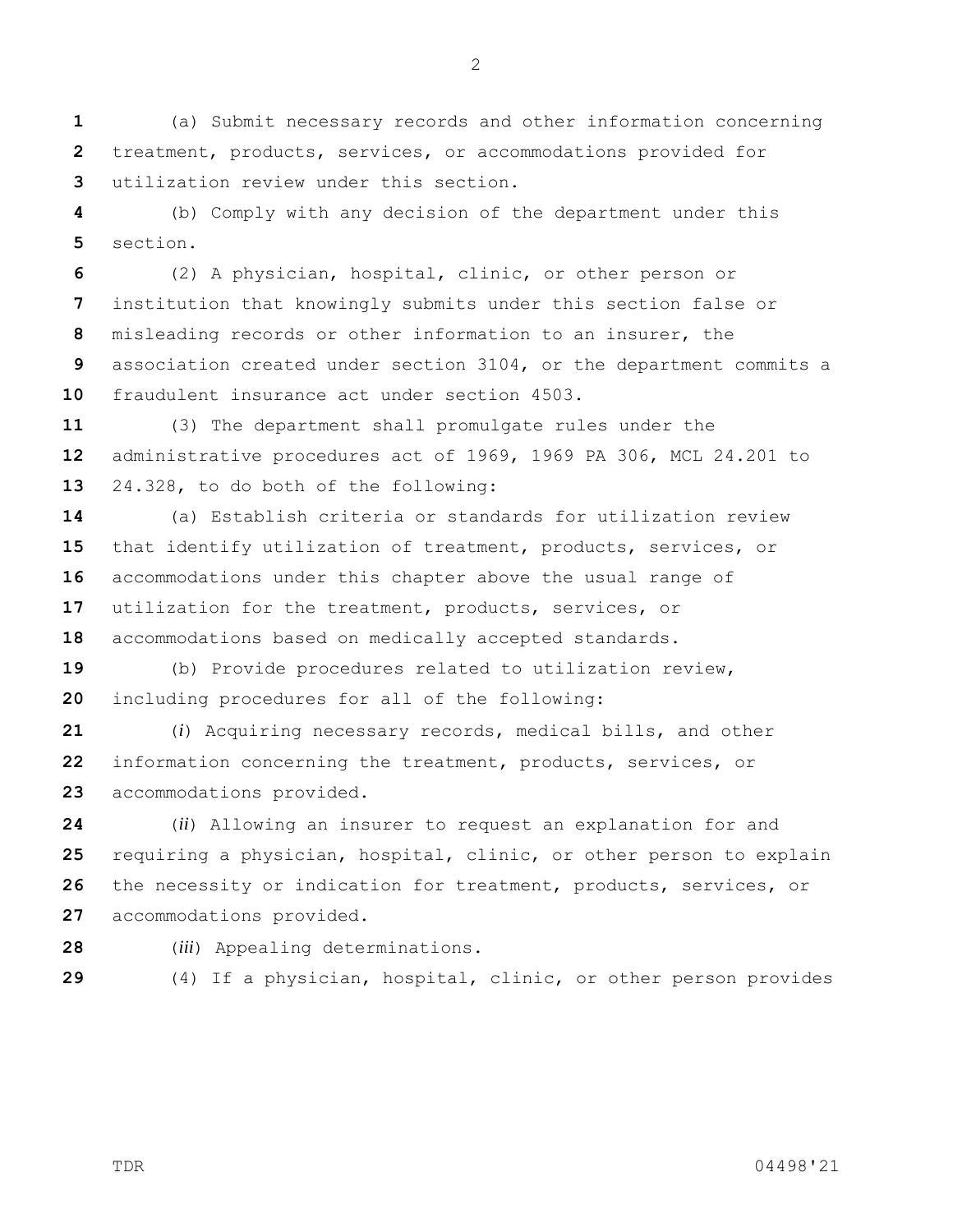(a) Submit necessary records and other information concerning treatment, products, services, or accommodations provided for utilization review under this section.

(b) Comply with any decision of the department under this section.

(2) A physician, hospital, clinic, or other person or institution that knowingly submits under this section false or misleading records or other information to an insurer, the association created under section 3104, or the department commits a fraudulent insurance act under section 4503.

(3) The department shall promulgate rules under the administrative procedures act of 1969, 1969 PA 306, MCL 24.201 to 24.328, to do both of the following:

(a) Establish criteria or standards for utilization review that identify utilization of treatment, products, services, or accommodations under this chapter above the usual range of utilization for the treatment, products, services, or accommodations based on medically accepted standards.

(b) Provide procedures related to utilization review, including procedures for all of the following:

(*i*) Acquiring necessary records, medical bills, and other information concerning the treatment, products, services, or accommodations provided.

(*ii*) Allowing an insurer to request an explanation for and requiring a physician, hospital, clinic, or other person to explain the necessity or indication for treatment, products, services, or accommodations provided.

(*iii*) Appealing determinations.

(4) If a physician, hospital, clinic, or other person provides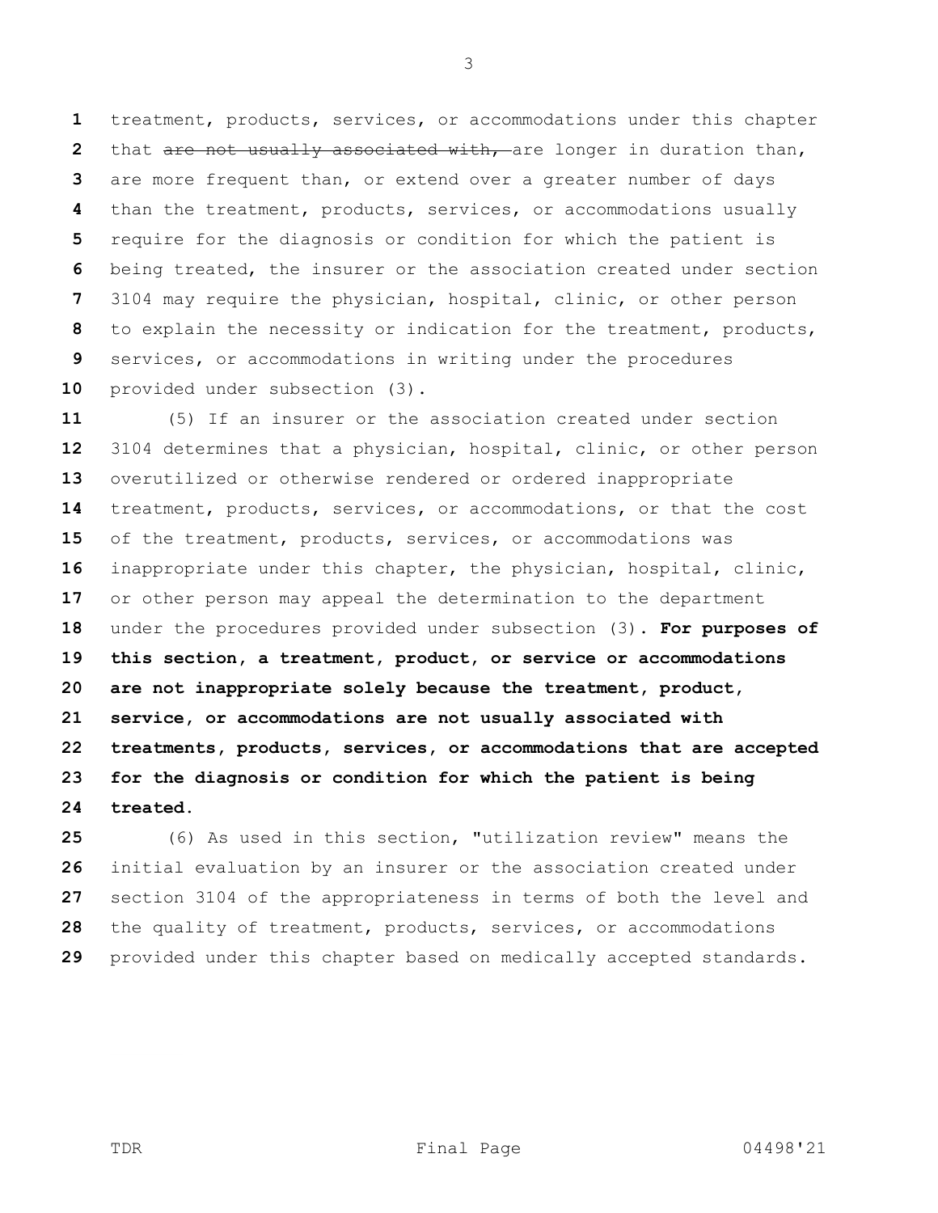treatment, products, services, or accommodations under this chapter that ~~are not usually associated with,~~ are longer in duration than, are more frequent than, or extend over a greater number of days than the treatment, products, services, or accommodations usually require for the diagnosis or condition for which the patient is being treated, the insurer or the association created under section 3104 may require the physician, hospital, clinic, or other person to explain the necessity or indication for the treatment, products, services, or accommodations in writing under the procedures provided under subsection (3).

(5) If an insurer or the association created under section 3104 determines that a physician, hospital, clinic, or other person overutilized or otherwise rendered or ordered inappropriate treatment, products, services, or accommodations, or that the cost of the treatment, products, services, or accommodations was inappropriate under this chapter, the physician, hospital, clinic, or other person may appeal the determination to the department under the procedures provided under subsection (3). **For purposes of this section, a treatment, product, or service or accommodations are not inappropriate solely because the treatment, product, service, or accommodations are not usually associated with treatments, products, services, or accommodations that are accepted for the diagnosis or condition for which the patient is being treated.**

(6) As used in this section, "utilization review" means the initial evaluation by an insurer or the association created under section 3104 of the appropriateness in terms of both the level and the quality of treatment, products, services, or accommodations provided under this chapter based on medically accepted standards.

TDR Final Page 04498'21